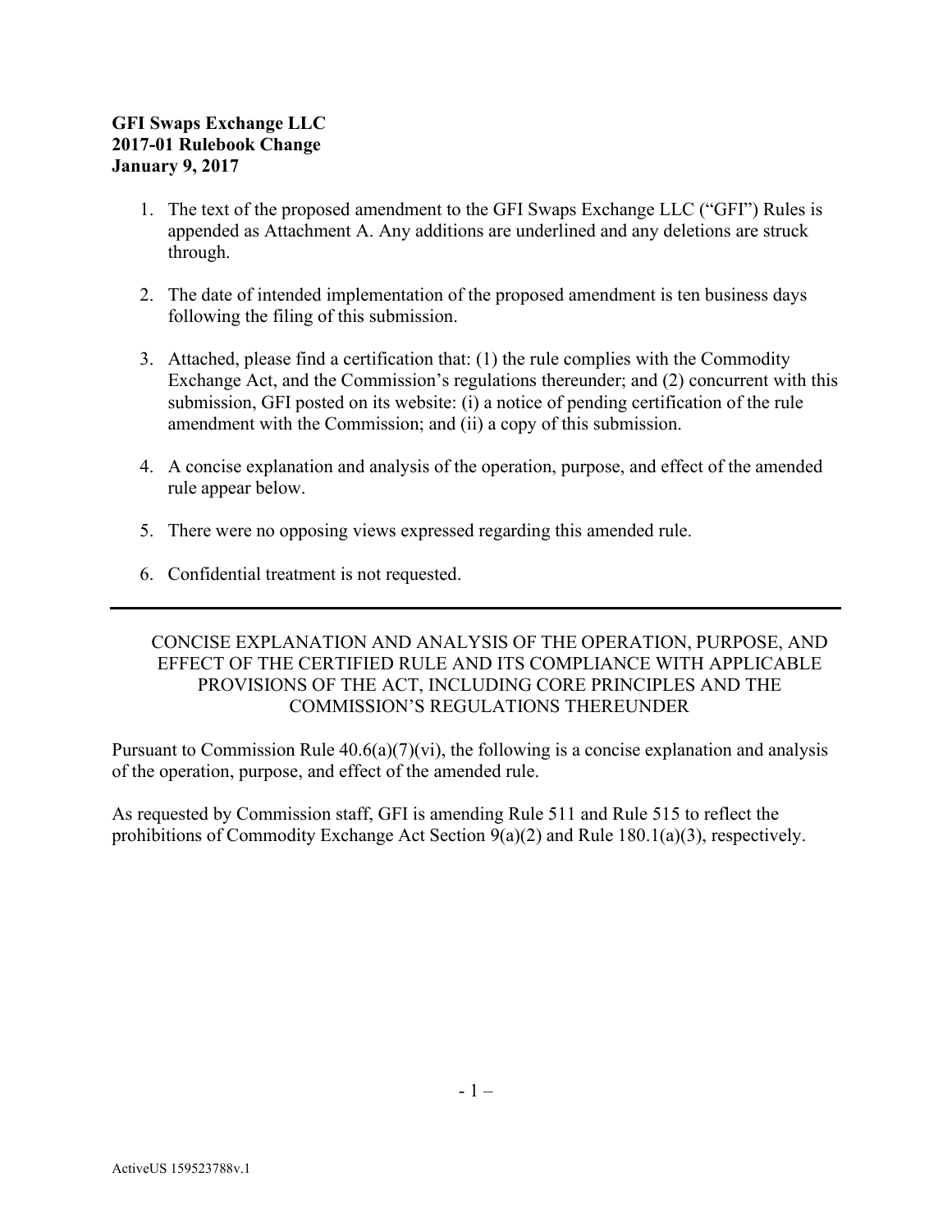**GFI Swaps Exchange LLC**
**2017-01 Rulebook Change**
**January 9, 2017**

1. The text of the proposed amendment to the GFI Swaps Exchange LLC ("GFI") Rules is appended as Attachment A. Any additions are underlined and any deletions are struck through.

2. The date of intended implementation of the proposed amendment is ten business days following the filing of this submission.

3. Attached, please find a certification that: (1) the rule complies with the Commodity Exchange Act, and the Commission's regulations thereunder; and (2) concurrent with this submission, GFI posted on its website: (i) a notice of pending certification of the rule amendment with the Commission; and (ii) a copy of this submission.

4. A concise explanation and analysis of the operation, purpose, and effect of the amended rule appear below.

5. There were no opposing views expressed regarding this amended rule.

6. Confidential treatment is not requested.

---

CONCISE EXPLANATION AND ANALYSIS OF THE OPERATION, PURPOSE, AND EFFECT OF THE CERTIFIED RULE AND ITS COMPLIANCE WITH APPLICABLE PROVISIONS OF THE ACT, INCLUDING CORE PRINCIPLES AND THE COMMISSION'S REGULATIONS THEREUNDER

Pursuant to Commission Rule 40.6(a)(7)(vi), the following is a concise explanation and analysis of the operation, purpose, and effect of the amended rule.

As requested by Commission staff, GFI is amending Rule 511 and Rule 515 to reflect the prohibitions of Commodity Exchange Act Section 9(a)(2) and Rule 180.1(a)(3), respectively.

ActiveUS 159523788v.1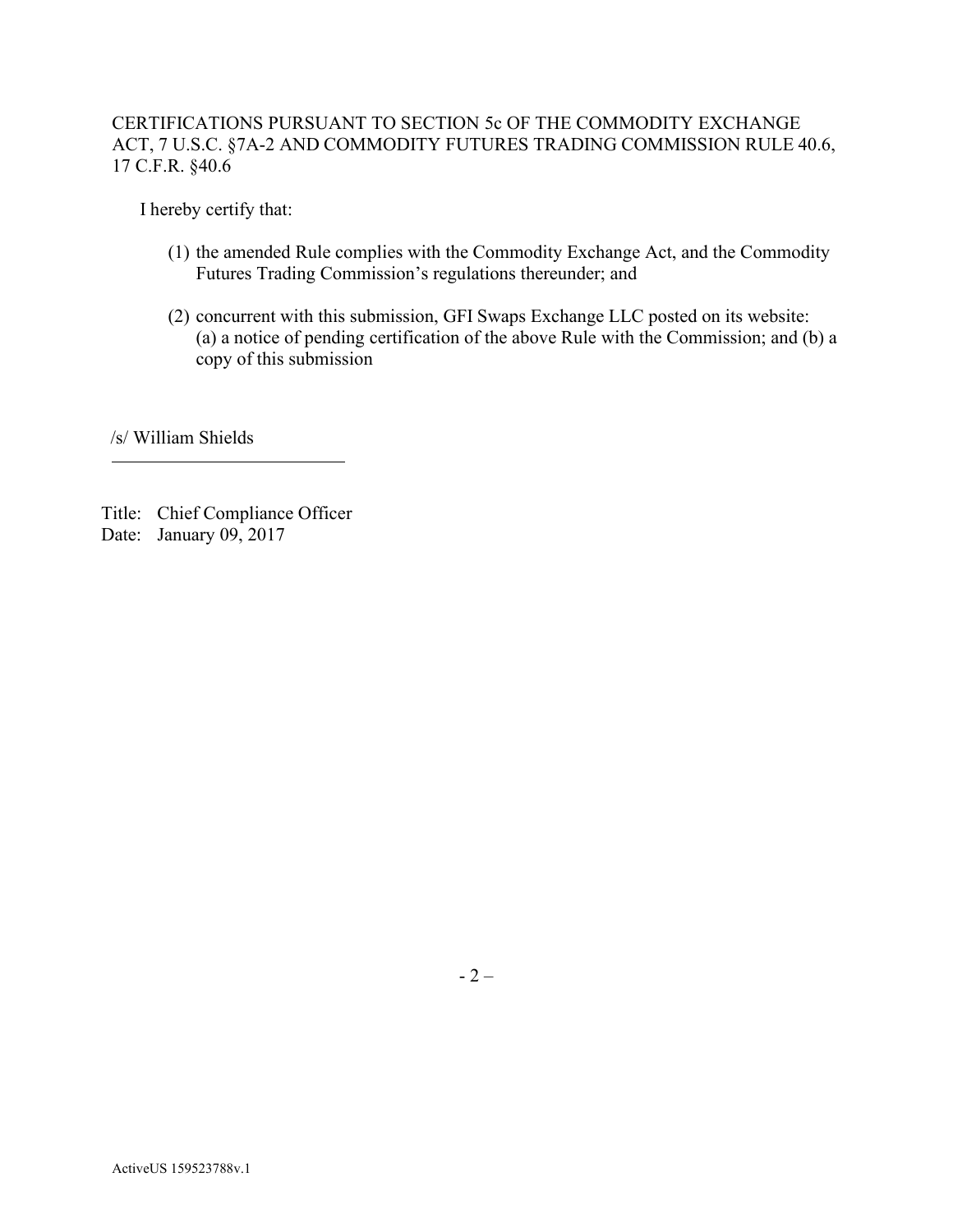CERTIFICATIONS PURSUANT TO SECTION 5c OF THE COMMODITY EXCHANGE ACT, 7 U.S.C. §7A-2 AND COMMODITY FUTURES TRADING COMMISSION RULE 40.6, 17 C.F.R. §40.6

I hereby certify that:

(1) the amended Rule complies with the Commodity Exchange Act, and the Commodity Futures Trading Commission's regulations thereunder; and

(2) concurrent with this submission, GFI Swaps Exchange LLC posted on its website: (a) a notice of pending certification of the above Rule with the Commission; and (b) a copy of this submission

/s/ William Shields

Title: Chief Compliance Officer
Date: January 09, 2017

ActiveUS 159523788v.1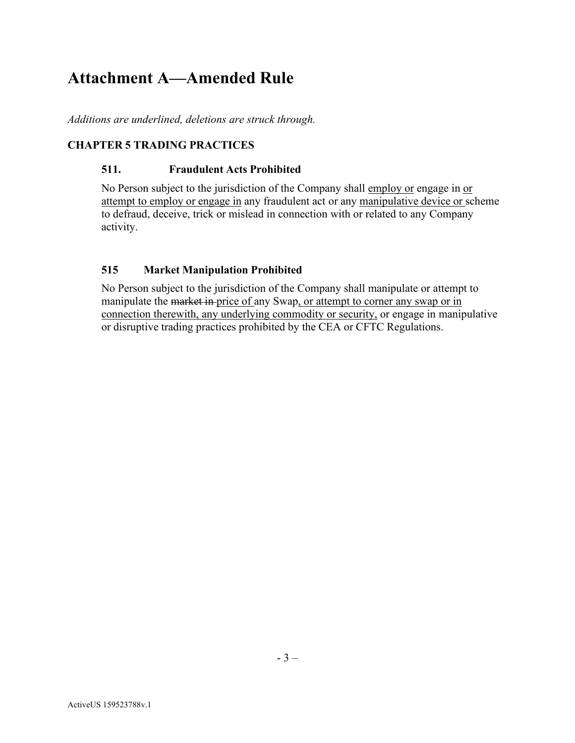# Attachment A—Amended Rule

*Additions are underlined, deletions are struck through.*

**CHAPTER 5 TRADING PRACTICES**

**511. Fraudulent Acts Prohibited**

No Person subject to the jurisdiction of the Company shall <u>employ or</u> engage in <u>or attempt to employ or engage in</u> any fraudulent act or any <u>manipulative device or</u> scheme to defraud, deceive, trick or mislead in connection with or related to any Company activity.

**515 Market Manipulation Prohibited**

No Person subject to the jurisdiction of the Company shall manipulate or attempt to manipulate the ~~market in~~ <u>price of</u> any Swap<u>, or attempt to corner any swap or in connection therewith, any underlying commodity or security,</u> or engage in manipulative or disruptive trading practices prohibited by the CEA or CFTC Regulations.